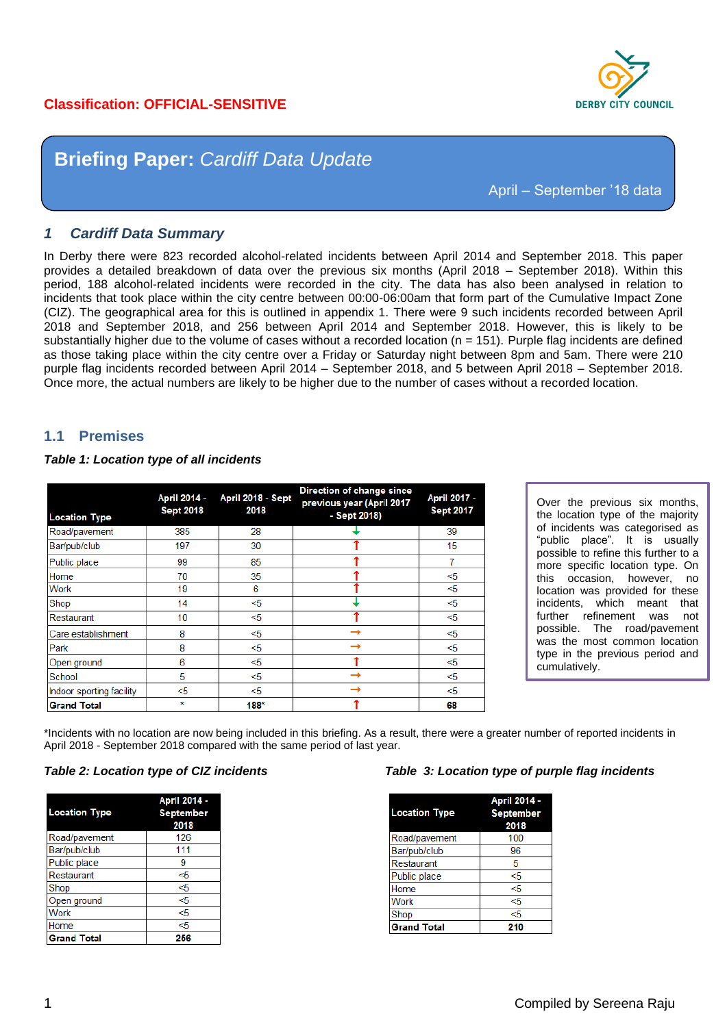**Classification: OFFICIAL-SENSITIVE**

DERBY CITY COUNCIL

# Briefing Paper: *Cardiff Data Update*

April – September '18 data

## 1 *Cardiff Data Summary*

In Derby there were 823 recorded alcohol-related incidents between April 2014 and September 2018. This paper provides a detailed breakdown of data over the previous six months (April 2018 – September 2018). Within this period, 188 alcohol-related incidents were recorded in the city. The data has also been analysed in relation to incidents that took place within the city centre between 00:00-06:00am that form part of the Cumulative Impact Zone (CIZ). The geographical area for this is outlined in appendix 1. There were 9 such incidents recorded between April 2018 and September 2018, and 256 between April 2014 and September 2018. However, this is likely to be substantially higher due to the volume of cases without a recorded location (n = 151). Purple flag incidents are defined as those taking place within the city centre over a Friday or Saturday night between 8pm and 5am. There were 210 purple flag incidents recorded between April 2014 – September 2018, and 5 between April 2018 – September 2018. Once more, the actual numbers are likely to be higher due to the number of cases without a recorded location.

### 1.1 Premises

***Table 1: Location type of all incidents***

| Location Type | April 2014 - Sept 2018 | April 2018 - Sept 2018 | Direction of change since previous year (April 2017 - Sept 2018) | April 2017 - Sept 2017 |
|---|---|---|---|---|
| Road/pavement | 385 | 28 | ↓ | 39 |
| Bar/pub/club | 197 | 30 | ↑ | 15 |
| Public place | 99 | 85 | ↑ | 7 |
| Home | 70 | 35 | ↑ | <5 |
| Work | 19 | 6 | ↑ | <5 |
| Shop | 14 | <5 | ↓ | <5 |
| Restaurant | 10 | <5 | ↑ | <5 |
| Care establishment | 8 | <5 | → | <5 |
| Park | 8 | <5 | → | <5 |
| Open ground | 6 | <5 | ↑ | <5 |
| School | 5 | <5 | → | <5 |
| Indoor sporting facility | <5 | <5 | → | <5 |
| **Grand Total** | * | **188*** | ↑ | **68** |

Over the previous six months, the location type of the majority of incidents was categorised as "public place". It is usually possible to refine this further to a more specific location type. On this occasion, however, no location was provided for these incidents, which meant that further refinement was not possible. The road/pavement was the most common location type in the previous period and cumulatively.

*Incidents with no location are now being included in this briefing. As a result, there were a greater number of reported incidents in April 2018 - September 2018 compared with the same period of last year.

***Table 2: Location type of CIZ incidents***

| Location Type | April 2014 - September 2018 |
|---|---|
| Road/pavement | 126 |
| Bar/pub/club | 111 |
| Public place | 9 |
| Restaurant | <5 |
| Shop | <5 |
| Open ground | <5 |
| Work | <5 |
| Home | <5 |
| **Grand Total** | **256** |

***Table 3: Location type of purple flag incidents***

| Location Type | April 2014 - September 2018 |
|---|---|
| Road/pavement | 100 |
| Bar/pub/club | 96 |
| Restaurant | 5 |
| Public place | <5 |
| Home | <5 |
| Work | <5 |
| Shop | <5 |
| **Grand Total** | **210** |

Compiled by Sereena Raju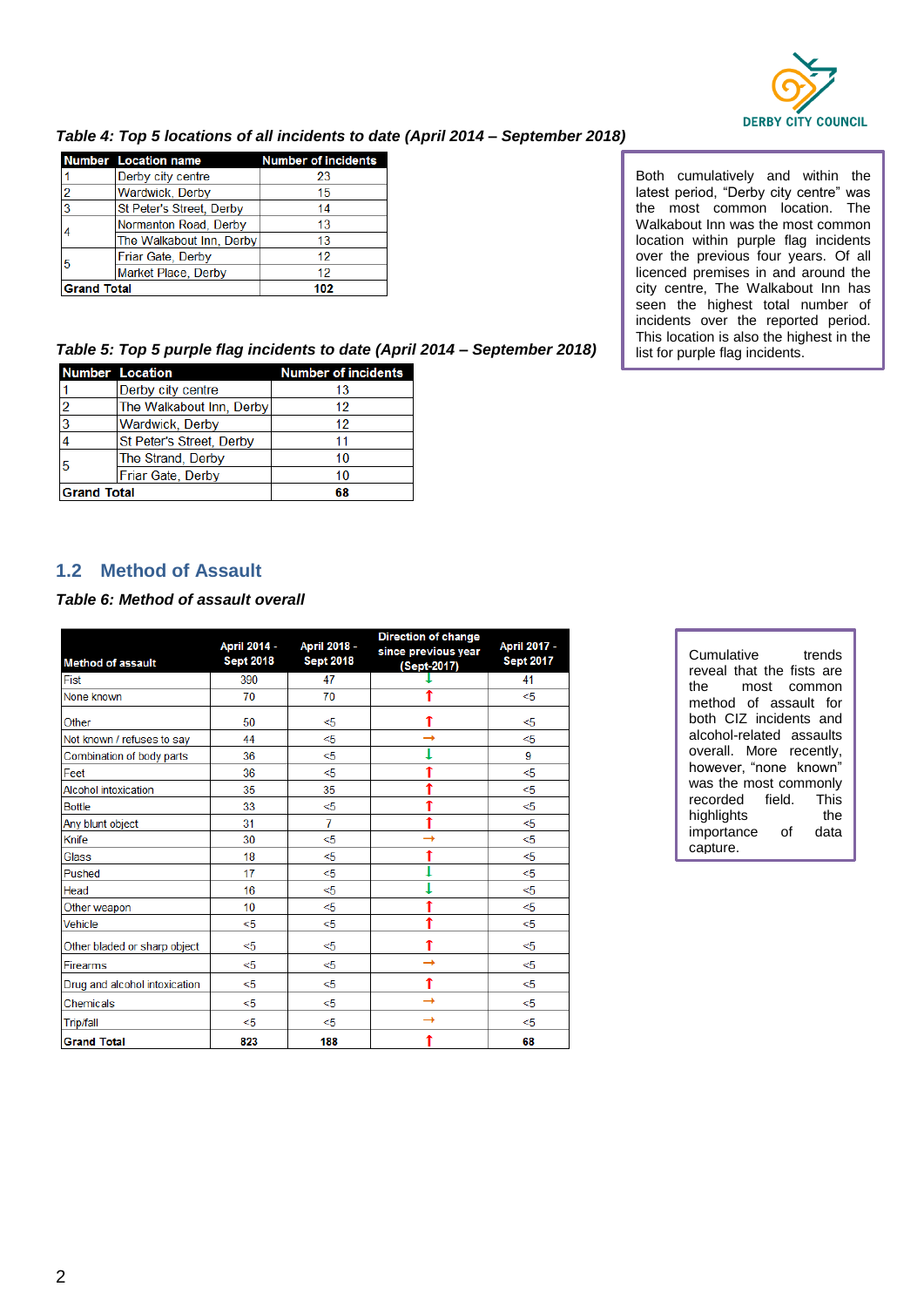*Table 4: Top 5 locations of all incidents to date (April 2014 – September 2018)*

| Number | Location name | Number of incidents |
|---|---|---|
| 1 | Derby city centre | 23 |
| 2 | Wardwick, Derby | 15 |
| 3 | St Peter's Street, Derby | 14 |
| 4 | Normanton Road, Derby | 13 |
| | The Walkabout Inn, Derby | 13 |
| 5 | Friar Gate, Derby | 12 |
| | Market Place, Derby | 12 |
| **Grand Total** | | **102** |

Both cumulatively and within the latest period, "Derby city centre" was the most common location. The Walkabout Inn was the most common location within purple flag incidents over the previous four years. Of all licenced premises in and around the city centre, The Walkabout Inn has seen the highest total number of incidents over the reported period. This location is also the highest in the list for purple flag incidents.

*Table 5: Top 5 purple flag incidents to date (April 2014 – September 2018)*

| Number | Location | Number of incidents |
|---|---|---|
| 1 | Derby city centre | 13 |
| 2 | The Walkabout Inn, Derby | 12 |
| 3 | Wardwick, Derby | 12 |
| 4 | St Peter's Street, Derby | 11 |
| 5 | The Strand, Derby | 10 |
| | Friar Gate, Derby | 10 |
| **Grand Total** | | **68** |

## 1.2 Method of Assault

*Table 6: Method of assault overall*

| Method of assault | April 2014 - Sept 2018 | April 2018 - Sept 2018 | Direction of change since previous year (Sept-2017) | April 2017 - Sept 2017 |
|---|---|---|---|---|
| Fist | 390 | 47 | ↓ | 41 |
| None known | 70 | 70 | ↑ | <5 |
| Other | 50 | <5 | ↑ | <5 |
| Not known / refuses to say | 44 | <5 | → | <5 |
| Combination of body parts | 36 | <5 | ↓ | 9 |
| Feet | 36 | <5 | ↑ | <5 |
| Alcohol intoxication | 35 | 35 | ↑ | <5 |
| Bottle | 33 | <5 | ↑ | <5 |
| Any blunt object | 31 | 7 | ↑ | <5 |
| Knife | 30 | <5 | → | <5 |
| Glass | 18 | <5 | ↑ | <5 |
| Pushed | 17 | <5 | ↓ | <5 |
| Head | 16 | <5 | ↓ | <5 |
| Other weapon | 10 | <5 | ↑ | <5 |
| Vehicle | <5 | <5 | ↑ | <5 |
| Other bladed or sharp object | <5 | <5 | ↑ | <5 |
| Firearms | <5 | <5 | → | <5 |
| Drug and alcohol intoxication | <5 | <5 | ↑ | <5 |
| Chemicals | <5 | <5 | → | <5 |
| Trip/fall | <5 | <5 | → | <5 |
| **Grand Total** | **823** | **188** | ↑ | **68** |

Cumulative trends reveal that the fists are the most common method of assault for both CIZ incidents and alcohol-related assaults overall. More recently, however, "none known" was the most commonly recorded field. This highlights the importance of data capture.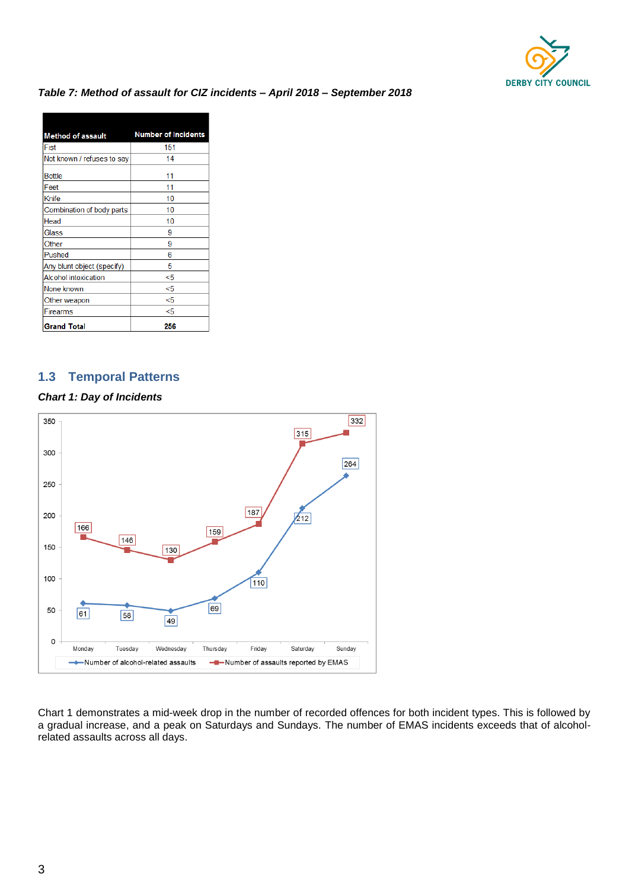*Table 7: Method of assault for CIZ incidents – April 2018 – September 2018*

| Method of assault | Number of Incidents |
|---|---|
| Fist | 151 |
| Not known / refuses to say | 14 |
| Bottle | 11 |
| Feet | 11 |
| Knife | 10 |
| Combination of body parts | 10 |
| Head | 10 |
| Glass | 9 |
| Other | 9 |
| Pushed | 6 |
| Any blunt object (specify) | 5 |
| Alcohol intoxication | <5 |
| None known | <5 |
| Other weapon | <5 |
| Firearms | <5 |
| **Grand Total** | **256** |

## 1.3 Temporal Patterns

***Chart 1: Day of Incidents***

| Day | Number of alcohol-related assaults | Number of assaults reported by EMAS |
|---|---|---|
| Monday | 61 | 166 |
| Tuesday | 58 | 146 |
| Wednesday | 49 | 130 |
| Thursday | 69 | 159 |
| Friday | 110 | 187 |
| Saturday | 212 | 315 |
| Sunday | 264 | 332 |

Chart 1 demonstrates a mid-week drop in the number of recorded offences for both incident types. This is followed by a gradual increase, and a peak on Saturdays and Sundays. The number of EMAS incidents exceeds that of alcohol-related assaults across all days.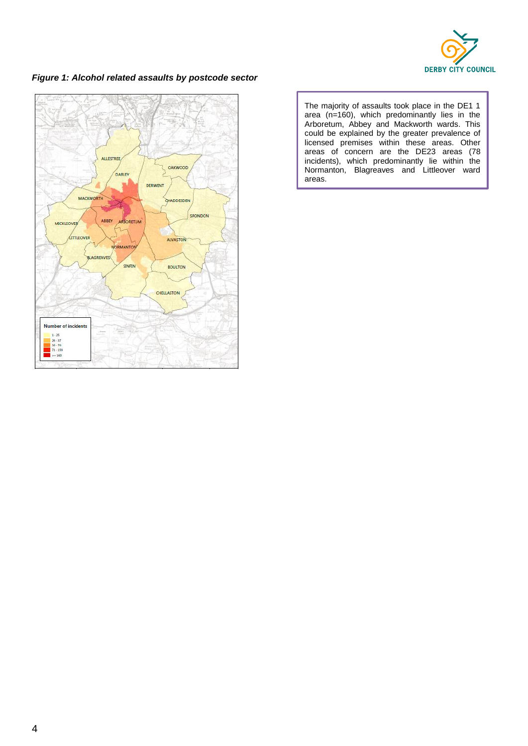*Figure 1: Alcohol related assaults by postcode sector*

The majority of assaults took place in the DE1 1 area (n=160), which predominantly lies in the Arboretum, Abbey and Mackworth wards. This could be explained by the greater prevalence of licensed premises within these areas. Other areas of concern are the DE23 areas (78 incidents), which predominantly lie within the Normanton, Blagreaves and Littleover ward areas.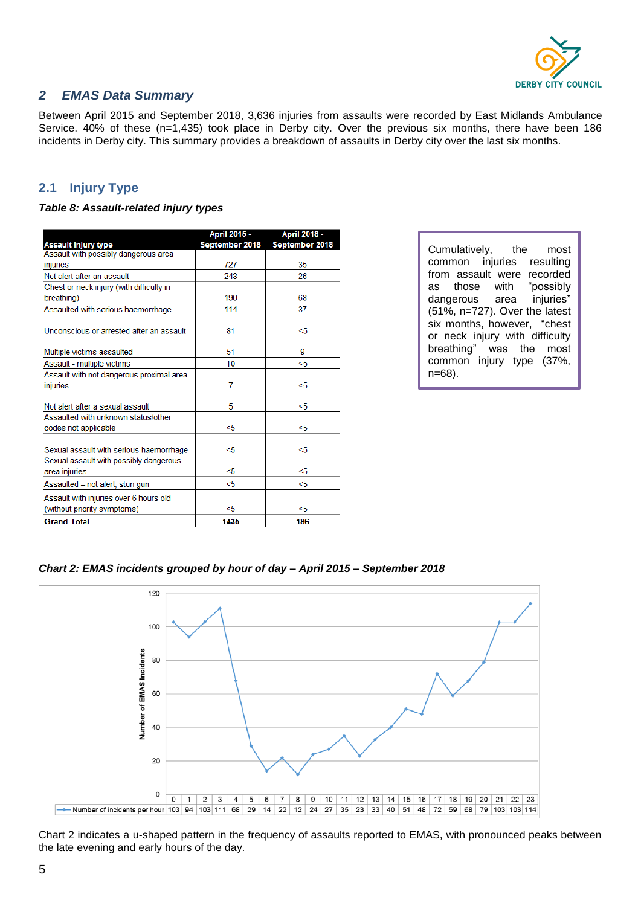## 2 EMAS Data Summary

Between April 2015 and September 2018, 3,636 injuries from assaults were recorded by East Midlands Ambulance Service. 40% of these (n=1,435) took place in Derby city. Over the previous six months, there have been 186 incidents in Derby city. This summary provides a breakdown of assaults in Derby city over the last six months.

### 2.1 Injury Type

***Table 8: Assault-related injury types***

| Assault injury type | April 2015 - September 2018 | April 2018 - September 2018 |
|---|---|---|
| Assault with possibly dangerous area injuries | 727 | 35 |
| Not alert after an assault | 243 | 26 |
| Chest or neck injury (with difficulty in breathing) | 190 | 68 |
| Assaulted with serious haemorrhage | 114 | 37 |
| Unconscious or arrested after an assault | 81 | <5 |
| Multiple victims assaulted | 51 | 9 |
| Assault - multiple victims | 10 | <5 |
| Assault with not dangerous proximal area injuries | 7 | <5 |
| Not alert after a sexual assault | 5 | <5 |
| Assaulted with unknown status/other codes not applicable | <5 | <5 |
| Sexual assault with serious haemorrhage | <5 | <5 |
| Sexual assault with possibly dangerous area injuries | <5 | <5 |
| Assaulted – not alert, stun gun | <5 | <5 |
| Assault with injuries over 6 hours old (without priority symptoms) | <5 | <5 |
| **Grand Total** | **1435** | **186** |

Cumulatively, the most common injuries resulting from assault were recorded as those with "possibly dangerous area injuries" (51%, n=727). Over the latest six months, however, "chest or neck injury with difficulty breathing" was the most common injury type (37%, n=68).

***Chart 2: EMAS incidents grouped by hour of day – April 2015 – September 2018***

| Hour | 0 | 1 | 2 | 3 | 4 | 5 | 6 | 7 | 8 | 9 | 10 | 11 | 12 | 13 | 14 | 15 | 16 | 17 | 18 | 19 | 20 | 21 | 22 | 23 |
|---|---|---|---|---|---|---|---|---|---|---|---|---|---|---|---|---|---|---|---|---|---|---|---|---|
| Number of incidents per hour | 103 | 94 | 103 | 111 | 68 | 29 | 14 | 22 | 12 | 24 | 27 | 35 | 23 | 33 | 40 | 51 | 48 | 72 | 59 | 68 | 79 | 103 | 103 | 114 |

Chart 2 indicates a u-shaped pattern in the frequency of assaults reported to EMAS, with pronounced peaks between the late evening and early hours of the day.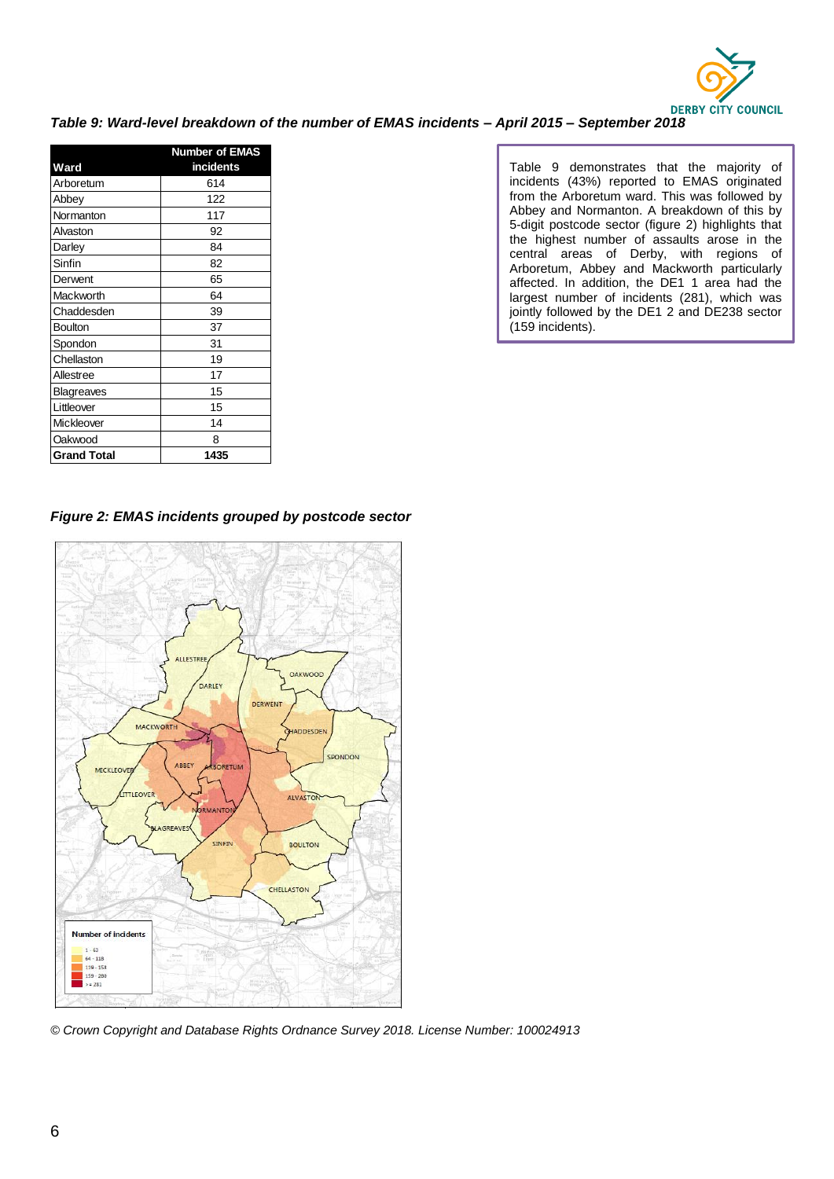*Table 9: Ward-level breakdown of the number of EMAS incidents – April 2015 – September 2018*

| Ward | Number of EMAS incidents |
|---|---|
| Arboretum | 614 |
| Abbey | 122 |
| Normanton | 117 |
| Alvaston | 92 |
| Darley | 84 |
| Sinfin | 82 |
| Derwent | 65 |
| Mackworth | 64 |
| Chaddesden | 39 |
| Boulton | 37 |
| Spondon | 31 |
| Chellaston | 19 |
| Allestree | 17 |
| Blagreaves | 15 |
| Littleover | 15 |
| Mickleover | 14 |
| Oakwood | 8 |
| **Grand Total** | **1435** |

Table 9 demonstrates that the majority of incidents (43%) reported to EMAS originated from the Arboretum ward. This was followed by Abbey and Normanton. A breakdown of this by 5-digit postcode sector (figure 2) highlights that the highest number of assaults arose in the central areas of Derby, with regions of Arboretum, Abbey and Mackworth particularly affected. In addition, the DE1 1 area had the largest number of incidents (281), which was jointly followed by the DE1 2 and DE238 sector (159 incidents).

*Figure 2: EMAS incidents grouped by postcode sector*

*© Crown Copyright and Database Rights Ordnance Survey 2018. License Number: 100024913*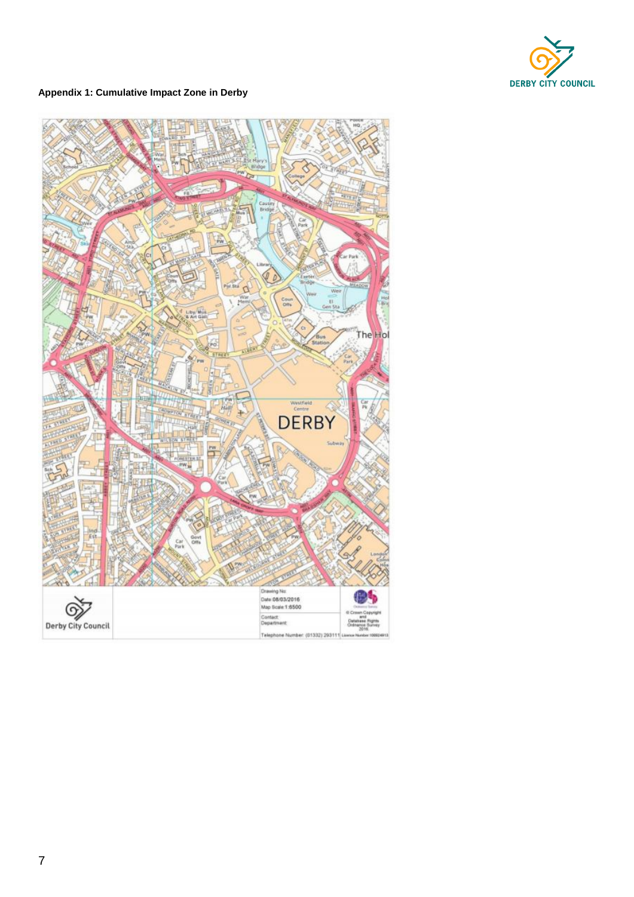**Appendix 1: Cumulative Impact Zone in Derby**

DERBY

Drawing No:
Date 08/03/2016
Map Scale 1:6500

Contact:
Department:

Telephone Number: (01332) 293111

© Crown Copyright and Database Rights Ordnance Survey 2016

Derby City Council